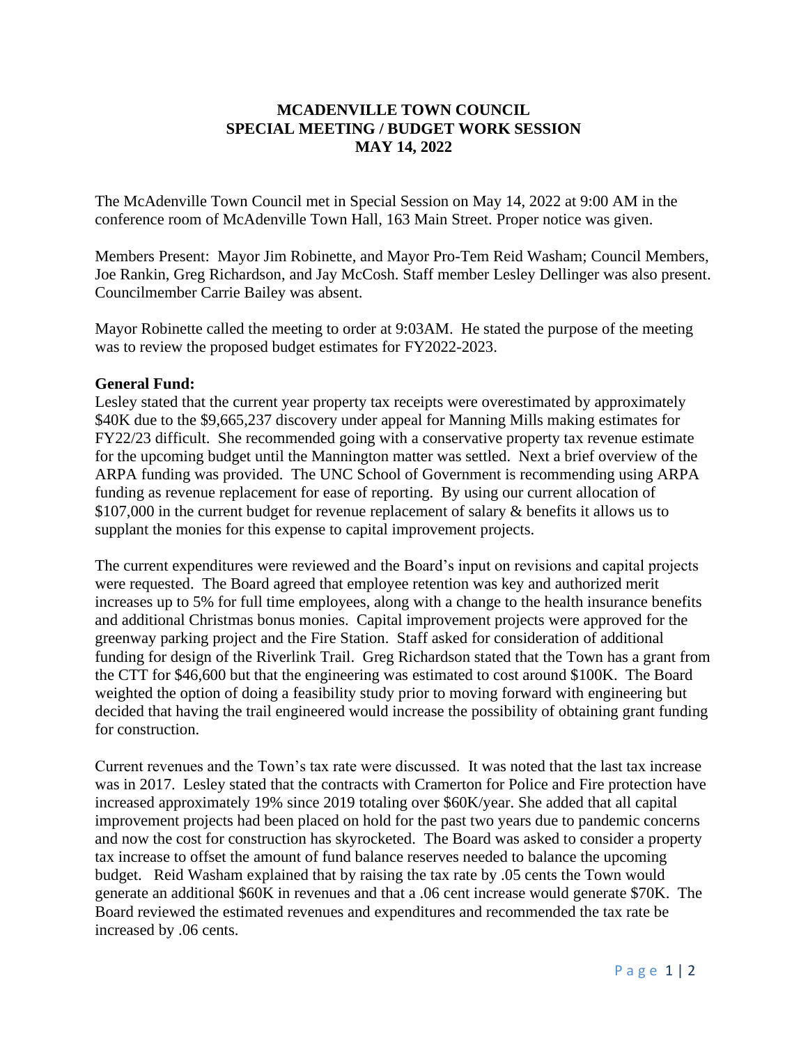**MCADENVILLE TOWN COUNCIL**
**SPECIAL MEETING / BUDGET WORK SESSION**
**MAY 14, 2022**

The McAdenville Town Council met in Special Session on May 14, 2022 at 9:00 AM in the conference room of McAdenville Town Hall, 163 Main Street. Proper notice was given.

Members Present: Mayor Jim Robinette, and Mayor Pro-Tem Reid Washam; Council Members, Joe Rankin, Greg Richardson, and Jay McCosh. Staff member Lesley Dellinger was also present. Councilmember Carrie Bailey was absent.

Mayor Robinette called the meeting to order at 9:03AM. He stated the purpose of the meeting was to review the proposed budget estimates for FY2022-2023.

**General Fund:**
Lesley stated that the current year property tax receipts were overestimated by approximately $40K due to the $9,665,237 discovery under appeal for Manning Mills making estimates for FY22/23 difficult. She recommended going with a conservative property tax revenue estimate for the upcoming budget until the Mannington matter was settled. Next a brief overview of the ARPA funding was provided. The UNC School of Government is recommending using ARPA funding as revenue replacement for ease of reporting. By using our current allocation of $107,000 in the current budget for revenue replacement of salary & benefits it allows us to supplant the monies for this expense to capital improvement projects.

The current expenditures were reviewed and the Board's input on revisions and capital projects were requested. The Board agreed that employee retention was key and authorized merit increases up to 5% for full time employees, along with a change to the health insurance benefits and additional Christmas bonus monies. Capital improvement projects were approved for the greenway parking project and the Fire Station. Staff asked for consideration of additional funding for design of the Riverlink Trail. Greg Richardson stated that the Town has a grant from the CTT for $46,600 but that the engineering was estimated to cost around $100K. The Board weighted the option of doing a feasibility study prior to moving forward with engineering but decided that having the trail engineered would increase the possibility of obtaining grant funding for construction.

Current revenues and the Town's tax rate were discussed. It was noted that the last tax increase was in 2017. Lesley stated that the contracts with Cramerton for Police and Fire protection have increased approximately 19% since 2019 totaling over $60K/year. She added that all capital improvement projects had been placed on hold for the past two years due to pandemic concerns and now the cost for construction has skyrocketed. The Board was asked to consider a property tax increase to offset the amount of fund balance reserves needed to balance the upcoming budget. Reid Washam explained that by raising the tax rate by .05 cents the Town would generate an additional $60K in revenues and that a .06 cent increase would generate $70K. The Board reviewed the estimated revenues and expenditures and recommended the tax rate be increased by .06 cents.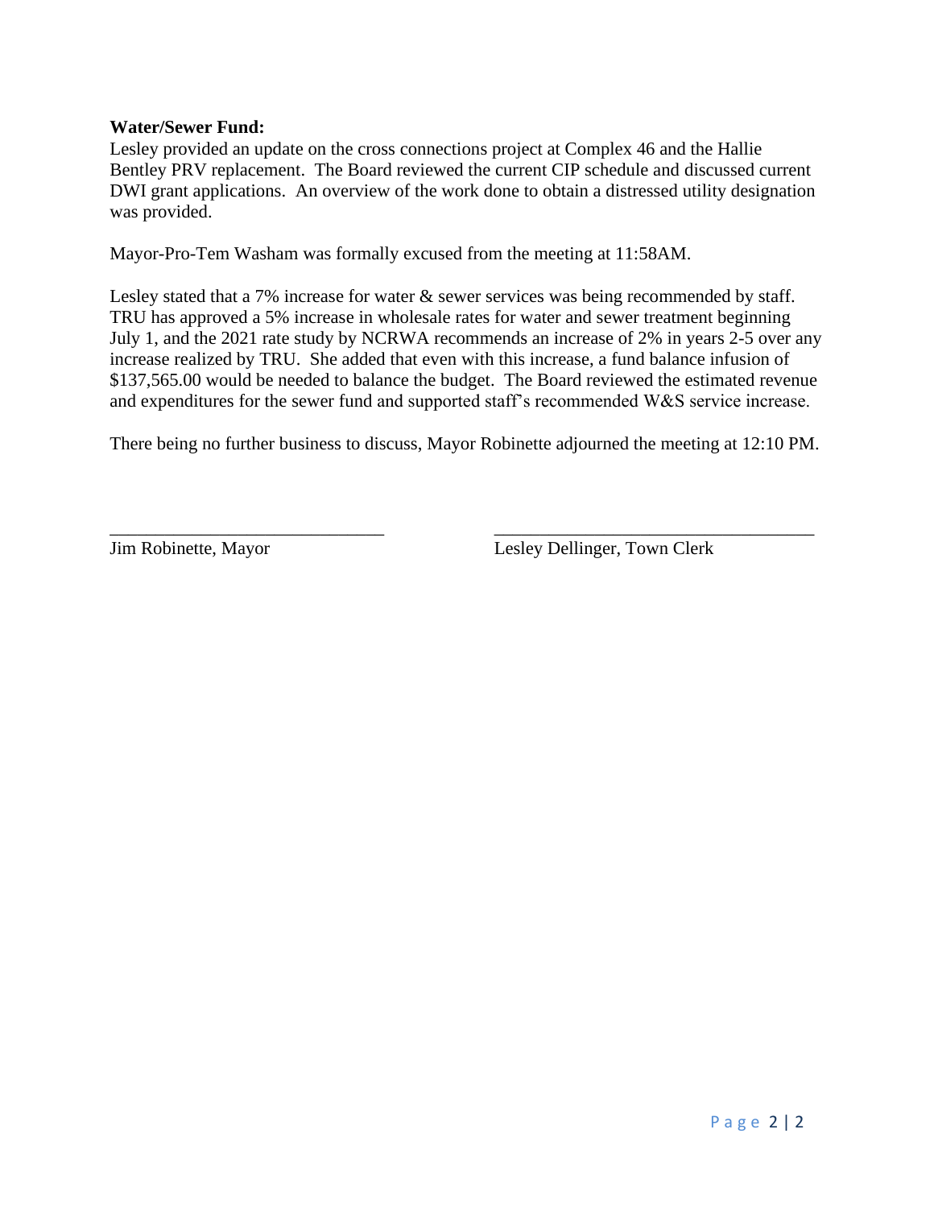**Water/Sewer Fund:**
Lesley provided an update on the cross connections project at Complex 46 and the Hallie Bentley PRV replacement. The Board reviewed the current CIP schedule and discussed current DWI grant applications. An overview of the work done to obtain a distressed utility designation was provided.

Mayor-Pro-Tem Washam was formally excused from the meeting at 11:58AM.

Lesley stated that a 7% increase for water & sewer services was being recommended by staff. TRU has approved a 5% increase in wholesale rates for water and sewer treatment beginning July 1, and the 2021 rate study by NCRWA recommends an increase of 2% in years 2-5 over any increase realized by TRU. She added that even with this increase, a fund balance infusion of $137,565.00 would be needed to balance the budget. The Board reviewed the estimated revenue and expenditures for the sewer fund and supported staff's recommended W&S service increase.

There being no further business to discuss, Mayor Robinette adjourned the meeting at 12:10 PM.

______________________________ ____________________________________
Jim Robinette, Mayor Lesley Dellinger, Town Clerk